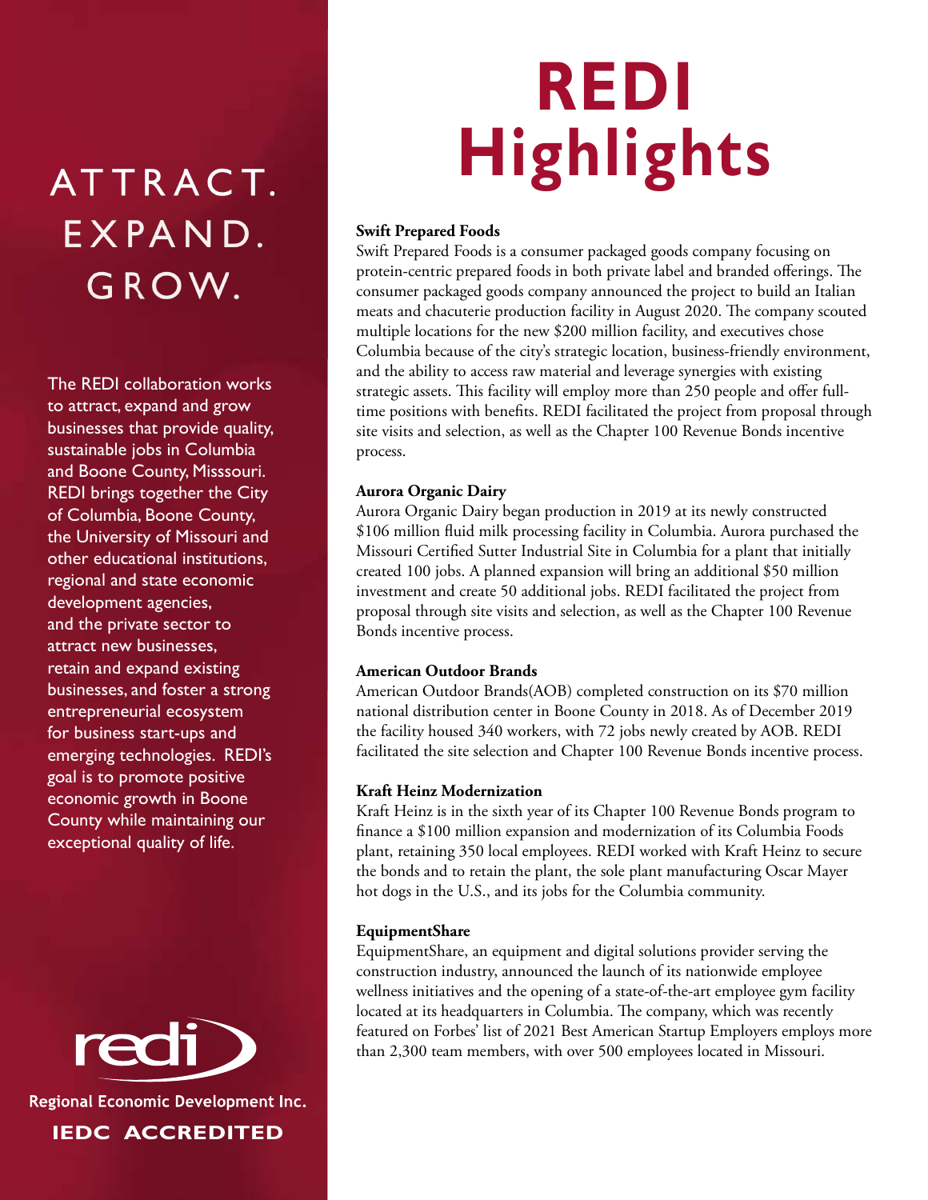# ATTRACT. EXPAND. GROW.

The REDI collaboration works to attract, expand and grow businesses that provide quality, sustainable jobs in Columbia and Boone County, Misssouri. REDI brings together the City of Columbia, Boone County, the University of Missouri and other educational institutions, regional and state economic development agencies, and the private sector to attract new businesses, retain and expand existing businesses, and foster a strong entrepreneurial ecosystem for business start-ups and emerging technologies. REDI's goal is to promote positive economic growth in Boone County while maintaining our exceptional quality of life.

redi

Regional Economic Development Inc.

IEDC ACCREDITED

# REDI Highlights

**Swift Prepared Foods**

Swift Prepared Foods is a consumer packaged goods company focusing on protein-centric prepared foods in both private label and branded offerings. The consumer packaged goods company announced the project to build an Italian meats and chacuterie production facility in August 2020. The company scouted multiple locations for the new $200 million facility, and executives chose Columbia because of the city's strategic location, business-friendly environment, and the ability to access raw material and leverage synergies with existing strategic assets. This facility will employ more than 250 people and offer full-time positions with benefits. REDI facilitated the project from proposal through site visits and selection, as well as the Chapter 100 Revenue Bonds incentive process.

**Aurora Organic Dairy**

Aurora Organic Dairy began production in 2019 at its newly constructed $106 million fluid milk processing facility in Columbia. Aurora purchased the Missouri Certified Sutter Industrial Site in Columbia for a plant that initially created 100 jobs. A planned expansion will bring an additional $50 million investment and create 50 additional jobs. REDI facilitated the project from proposal through site visits and selection, as well as the Chapter 100 Revenue Bonds incentive process.

**American Outdoor Brands**

American Outdoor Brands(AOB) completed construction on its $70 million national distribution center in Boone County in 2018. As of December 2019 the facility housed 340 workers, with 72 jobs newly created by AOB. REDI facilitated the site selection and Chapter 100 Revenue Bonds incentive process.

**Kraft Heinz Modernization**

Kraft Heinz is in the sixth year of its Chapter 100 Revenue Bonds program to finance a $100 million expansion and modernization of its Columbia Foods plant, retaining 350 local employees. REDI worked with Kraft Heinz to secure the bonds and to retain the plant, the sole plant manufacturing Oscar Mayer hot dogs in the U.S., and its jobs for the Columbia community.

**EquipmentShare**

EquipmentShare, an equipment and digital solutions provider serving the construction industry, announced the launch of its nationwide employee wellness initiatives and the opening of a state-of-the-art employee gym facility located at its headquarters in Columbia. The company, which was recently featured on Forbes' list of 2021 Best American Startup Employers employs more than 2,300 team members, with over 500 employees located in Missouri.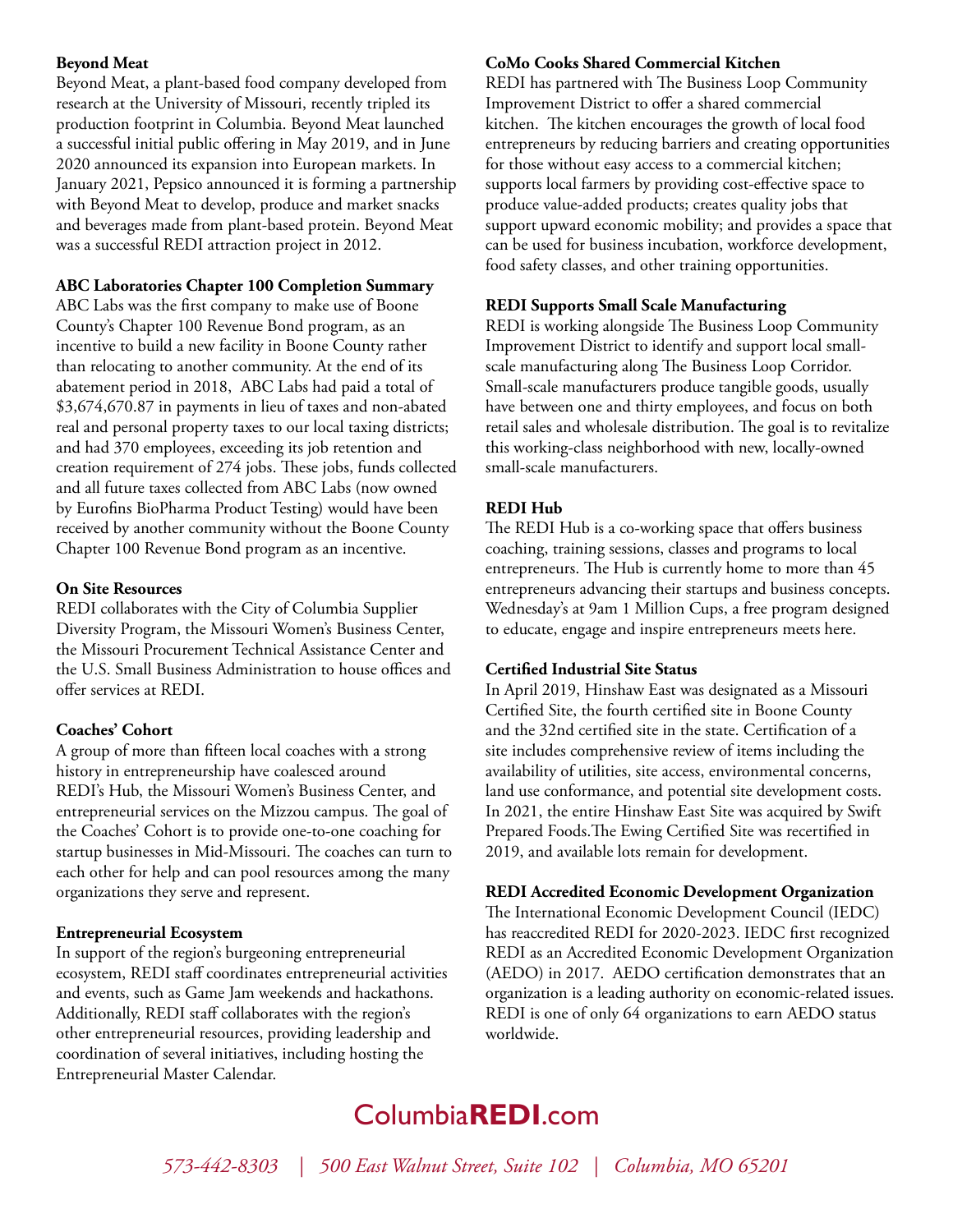**Beyond Meat**

Beyond Meat, a plant-based food company developed from research at the University of Missouri, recently tripled its production footprint in Columbia. Beyond Meat launched a successful initial public offering in May 2019, and in June 2020 announced its expansion into European markets. In January 2021, Pepsico announced it is forming a partnership with Beyond Meat to develop, produce and market snacks and beverages made from plant-based protein. Beyond Meat was a successful REDI attraction project in 2012.

**ABC Laboratories Chapter 100 Completion Summary**

ABC Labs was the first company to make use of Boone County's Chapter 100 Revenue Bond program, as an incentive to build a new facility in Boone County rather than relocating to another community. At the end of its abatement period in 2018, ABC Labs had paid a total of $3,674,670.87 in payments in lieu of taxes and non-abated real and personal property taxes to our local taxing districts; and had 370 employees, exceeding its job retention and creation requirement of 274 jobs. These jobs, funds collected and all future taxes collected from ABC Labs (now owned by Eurofins BioPharma Product Testing) would have been received by another community without the Boone County Chapter 100 Revenue Bond program as an incentive.

**On Site Resources**

REDI collaborates with the City of Columbia Supplier Diversity Program, the Missouri Women's Business Center, the Missouri Procurement Technical Assistance Center and the U.S. Small Business Administration to house offices and offer services at REDI.

**Coaches' Cohort**

A group of more than fifteen local coaches with a strong history in entrepreneurship have coalesced around REDI's Hub, the Missouri Women's Business Center, and entrepreneurial services on the Mizzou campus. The goal of the Coaches' Cohort is to provide one-to-one coaching for startup businesses in Mid-Missouri. The coaches can turn to each other for help and can pool resources among the many organizations they serve and represent.

**Entrepreneurial Ecosystem**

In support of the region's burgeoning entrepreneurial ecosystem, REDI staff coordinates entrepreneurial activities and events, such as Game Jam weekends and hackathons. Additionally, REDI staff collaborates with the region's other entrepreneurial resources, providing leadership and coordination of several initiatives, including hosting the Entrepreneurial Master Calendar.

**CoMo Cooks Shared Commercial Kitchen**

REDI has partnered with The Business Loop Community Improvement District to offer a shared commercial kitchen. The kitchen encourages the growth of local food entrepreneurs by reducing barriers and creating opportunities for those without easy access to a commercial kitchen; supports local farmers by providing cost-effective space to produce value-added products; creates quality jobs that support upward economic mobility; and provides a space that can be used for business incubation, workforce development, food safety classes, and other training opportunities.

**REDI Supports Small Scale Manufacturing**

REDI is working alongside The Business Loop Community Improvement District to identify and support local small-scale manufacturing along The Business Loop Corridor. Small-scale manufacturers produce tangible goods, usually have between one and thirty employees, and focus on both retail sales and wholesale distribution. The goal is to revitalize this working-class neighborhood with new, locally-owned small-scale manufacturers.

**REDI Hub**

The REDI Hub is a co-working space that offers business coaching, training sessions, classes and programs to local entrepreneurs. The Hub is currently home to more than 45 entrepreneurs advancing their startups and business concepts. Wednesday's at 9am 1 Million Cups, a free program designed to educate, engage and inspire entrepreneurs meets here.

**Certified Industrial Site Status**

In April 2019, Hinshaw East was designated as a Missouri Certified Site, the fourth certified site in Boone County and the 32nd certified site in the state. Certification of a site includes comprehensive review of items including the availability of utilities, site access, environmental concerns, land use conformance, and potential site development costs. In 2021, the entire Hinshaw East Site was acquired by Swift Prepared Foods.The Ewing Certified Site was recertified in 2019, and available lots remain for development.

**REDI Accredited Economic Development Organization**

The International Economic Development Council (IEDC) has reaccredited REDI for 2020-2023. IEDC first recognized REDI as an Accredited Economic Development Organization (AEDO) in 2017. AEDO certification demonstrates that an organization is a leading authority on economic-related issues. REDI is one of only 64 organizations to earn AEDO status worldwide.

Columbia**REDI**.com

*573-442-8303 | 500 East Walnut Street, Suite 102 | Columbia, MO 65201*